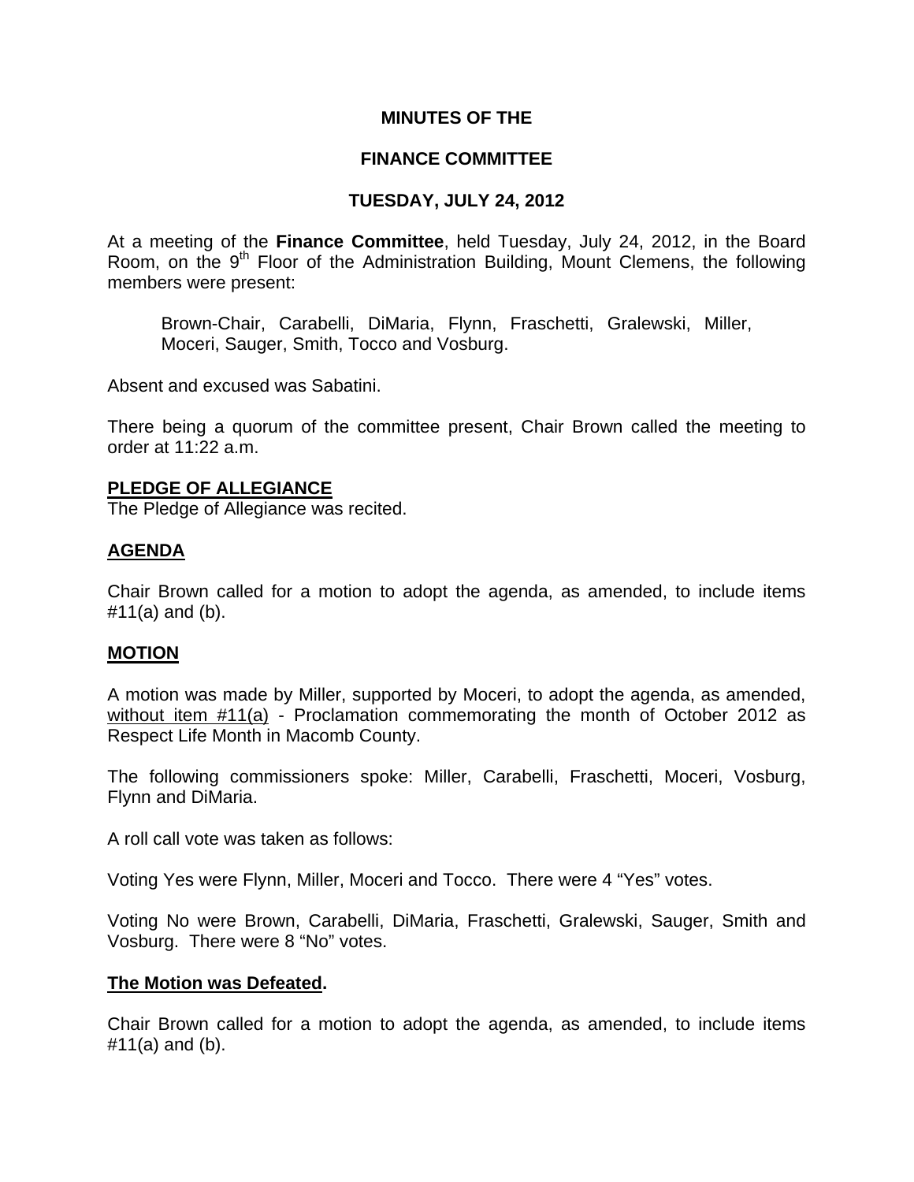# MINUTES OF THE

## FINANCE COMMITTEE

## TUESDAY, JULY 24, 2012

At a meeting of the **Finance Committee**, held Tuesday, July 24, 2012, in the Board Room, on the 9th Floor of the Administration Building, Mount Clemens, the following members were present:

Brown-Chair, Carabelli, DiMaria, Flynn, Fraschetti, Gralewski, Miller, Moceri, Sauger, Smith, Tocco and Vosburg.

Absent and excused was Sabatini.

There being a quorum of the committee present, Chair Brown called the meeting to order at 11:22 a.m.

**PLEDGE OF ALLEGIANCE**

The Pledge of Allegiance was recited.

**AGENDA**

Chair Brown called for a motion to adopt the agenda, as amended, to include items #11(a) and (b).

**MOTION**

A motion was made by Miller, supported by Moceri, to adopt the agenda, as amended, without item #11(a) - Proclamation commemorating the month of October 2012 as Respect Life Month in Macomb County.

The following commissioners spoke: Miller, Carabelli, Fraschetti, Moceri, Vosburg, Flynn and DiMaria.

A roll call vote was taken as follows:

Voting Yes were Flynn, Miller, Moceri and Tocco. There were 4 "Yes" votes.

Voting No were Brown, Carabelli, DiMaria, Fraschetti, Gralewski, Sauger, Smith and Vosburg. There were 8 "No" votes.

**The Motion was Defeated.**

Chair Brown called for a motion to adopt the agenda, as amended, to include items #11(a) and (b).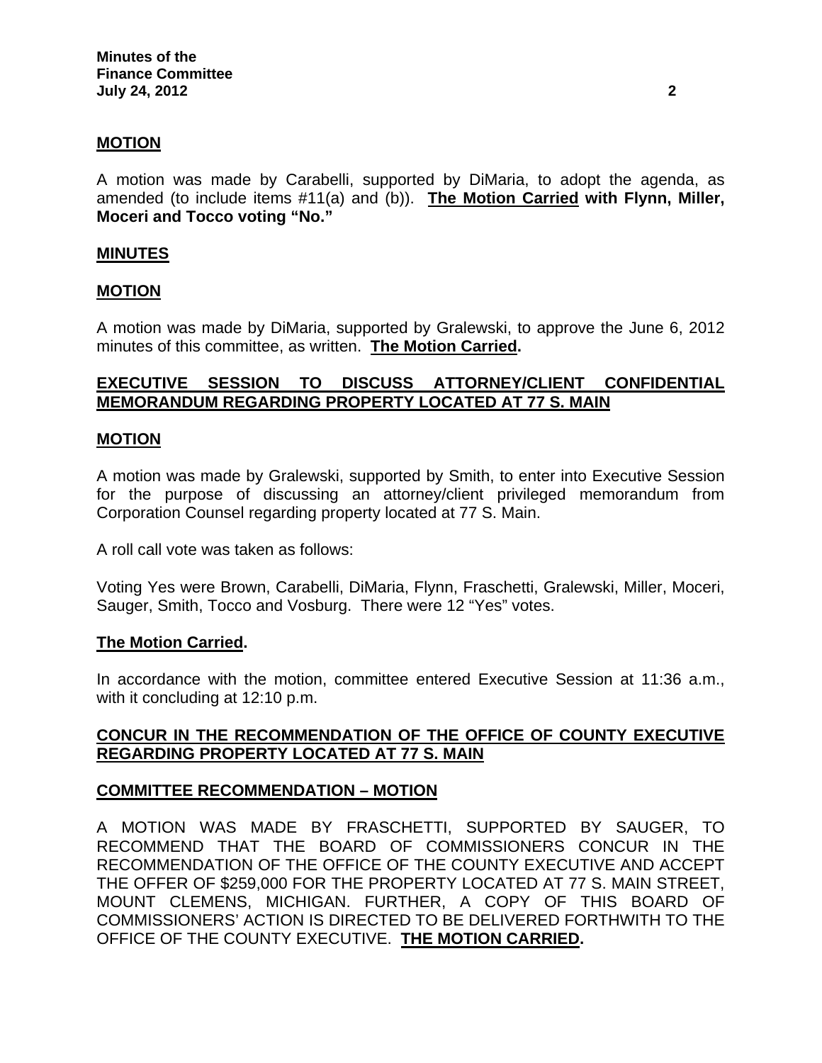**MOTION**

A motion was made by Carabelli, supported by DiMaria, to adopt the agenda, as amended (to include items #11(a) and (b)). **The Motion Carried with Flynn, Miller, Moceri and Tocco voting "No."**

**MINUTES**

**MOTION**

A motion was made by DiMaria, supported by Gralewski, to approve the June 6, 2012 minutes of this committee, as written. **The Motion Carried.**

**EXECUTIVE SESSION TO DISCUSS ATTORNEY/CLIENT CONFIDENTIAL MEMORANDUM REGARDING PROPERTY LOCATED AT 77 S. MAIN**

**MOTION**

A motion was made by Gralewski, supported by Smith, to enter into Executive Session for the purpose of discussing an attorney/client privileged memorandum from Corporation Counsel regarding property located at 77 S. Main.

A roll call vote was taken as follows:

Voting Yes were Brown, Carabelli, DiMaria, Flynn, Fraschetti, Gralewski, Miller, Moceri, Sauger, Smith, Tocco and Vosburg. There were 12 "Yes" votes.

**The Motion Carried.**

In accordance with the motion, committee entered Executive Session at 11:36 a.m., with it concluding at 12:10 p.m.

**CONCUR IN THE RECOMMENDATION OF THE OFFICE OF COUNTY EXECUTIVE REGARDING PROPERTY LOCATED AT 77 S. MAIN**

**COMMITTEE RECOMMENDATION – MOTION**

A MOTION WAS MADE BY FRASCHETTI, SUPPORTED BY SAUGER, TO RECOMMEND THAT THE BOARD OF COMMISSIONERS CONCUR IN THE RECOMMENDATION OF THE OFFICE OF THE COUNTY EXECUTIVE AND ACCEPT THE OFFER OF $259,000 FOR THE PROPERTY LOCATED AT 77 S. MAIN STREET, MOUNT CLEMENS, MICHIGAN. FURTHER, A COPY OF THIS BOARD OF COMMISSIONERS' ACTION IS DIRECTED TO BE DELIVERED FORTHWITH TO THE OFFICE OF THE COUNTY EXECUTIVE. **THE MOTION CARRIED.**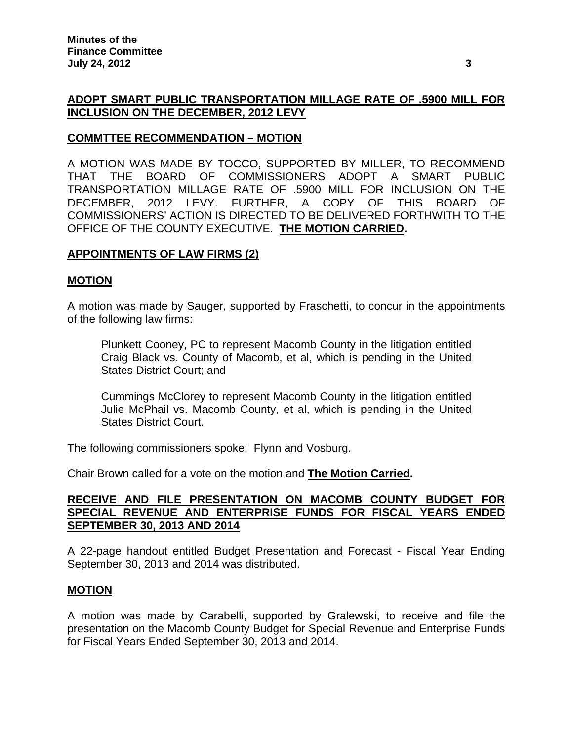**ADOPT SMART PUBLIC TRANSPORTATION MILLAGE RATE OF .5900 MILL FOR INCLUSION ON THE DECEMBER, 2012 LEVY**

**COMMTTEE RECOMMENDATION – MOTION**

A MOTION WAS MADE BY TOCCO, SUPPORTED BY MILLER, TO RECOMMEND THAT THE BOARD OF COMMISSIONERS ADOPT A SMART PUBLIC TRANSPORTATION MILLAGE RATE OF .5900 MILL FOR INCLUSION ON THE DECEMBER, 2012 LEVY. FURTHER, A COPY OF THIS BOARD OF COMMISSIONERS' ACTION IS DIRECTED TO BE DELIVERED FORTHWITH TO THE OFFICE OF THE COUNTY EXECUTIVE. **THE MOTION CARRIED.**

**APPOINTMENTS OF LAW FIRMS (2)**

**MOTION**

A motion was made by Sauger, supported by Fraschetti, to concur in the appointments of the following law firms:

> Plunkett Cooney, PC to represent Macomb County in the litigation entitled Craig Black vs. County of Macomb, et al, which is pending in the United States District Court; and
>
> Cummings McClorey to represent Macomb County in the litigation entitled Julie McPhail vs. Macomb County, et al, which is pending in the United States District Court.

The following commissioners spoke: Flynn and Vosburg.

Chair Brown called for a vote on the motion and **The Motion Carried.**

**RECEIVE AND FILE PRESENTATION ON MACOMB COUNTY BUDGET FOR SPECIAL REVENUE AND ENTERPRISE FUNDS FOR FISCAL YEARS ENDED SEPTEMBER 30, 2013 AND 2014**

A 22-page handout entitled Budget Presentation and Forecast - Fiscal Year Ending September 30, 2013 and 2014 was distributed.

**MOTION**

A motion was made by Carabelli, supported by Gralewski, to receive and file the presentation on the Macomb County Budget for Special Revenue and Enterprise Funds for Fiscal Years Ended September 30, 2013 and 2014.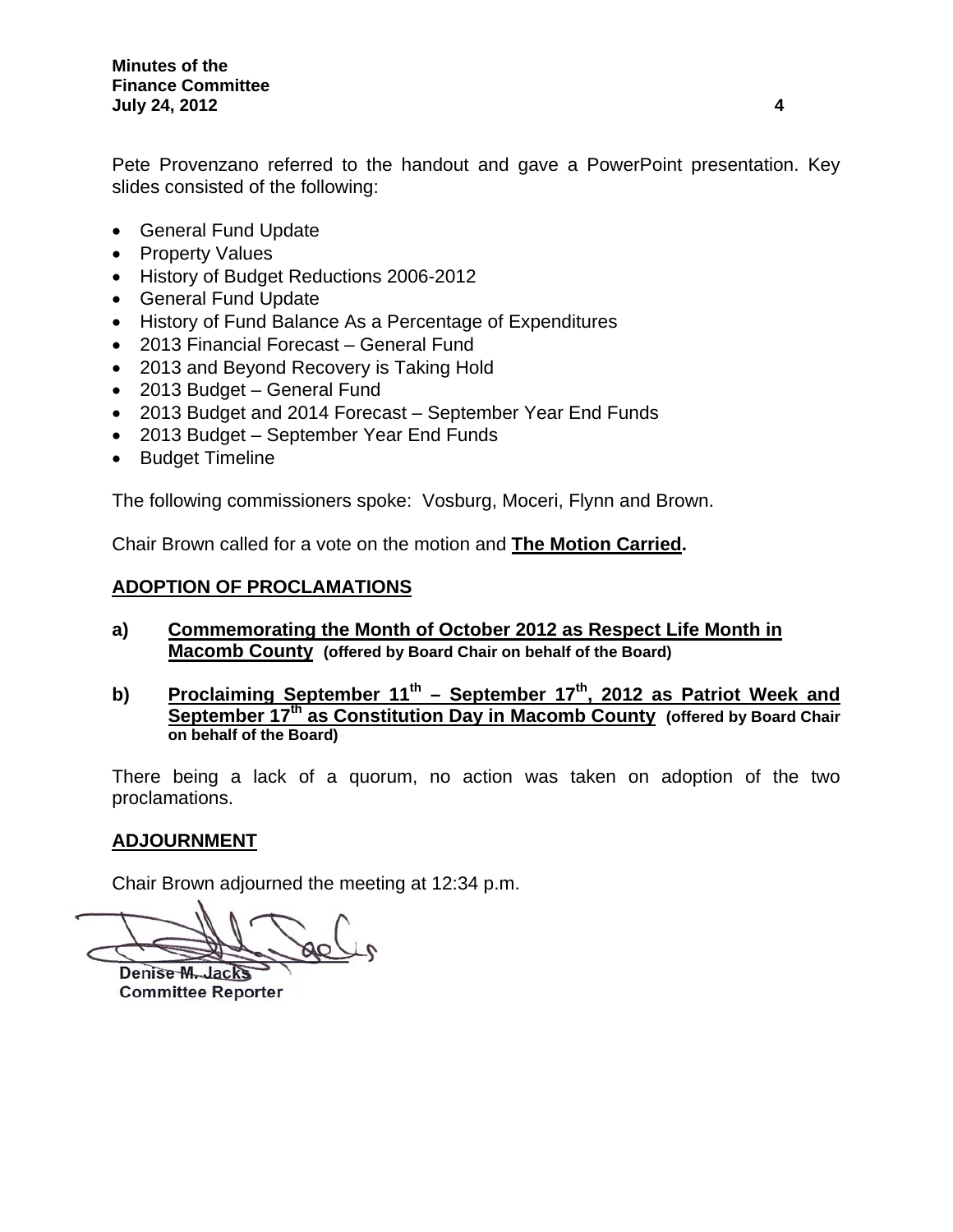Pete Provenzano referred to the handout and gave a PowerPoint presentation. Key slides consisted of the following:

- General Fund Update
- Property Values
- History of Budget Reductions 2006-2012
- General Fund Update
- History of Fund Balance As a Percentage of Expenditures
- 2013 Financial Forecast – General Fund
- 2013 and Beyond Recovery is Taking Hold
- 2013 Budget – General Fund
- 2013 Budget and 2014 Forecast – September Year End Funds
- 2013 Budget – September Year End Funds
- Budget Timeline

The following commissioners spoke: Vosburg, Moceri, Flynn and Brown.

Chair Brown called for a vote on the motion and **The Motion Carried.**

## ADOPTION OF PROCLAMATIONS

**a) Commemorating the Month of October 2012 as Respect Life Month in Macomb County** **(offered by Board Chair on behalf of the Board)**

**b) Proclaiming September 11th – September 17th, 2012 as Patriot Week and September 17th as Constitution Day in Macomb County** **(offered by Board Chair on behalf of the Board)**

There being a lack of a quorum, no action was taken on adoption of the two proclamations.

## ADJOURNMENT

Chair Brown adjourned the meeting at 12:34 p.m.

Denise M. Jacks
Committee Reporter